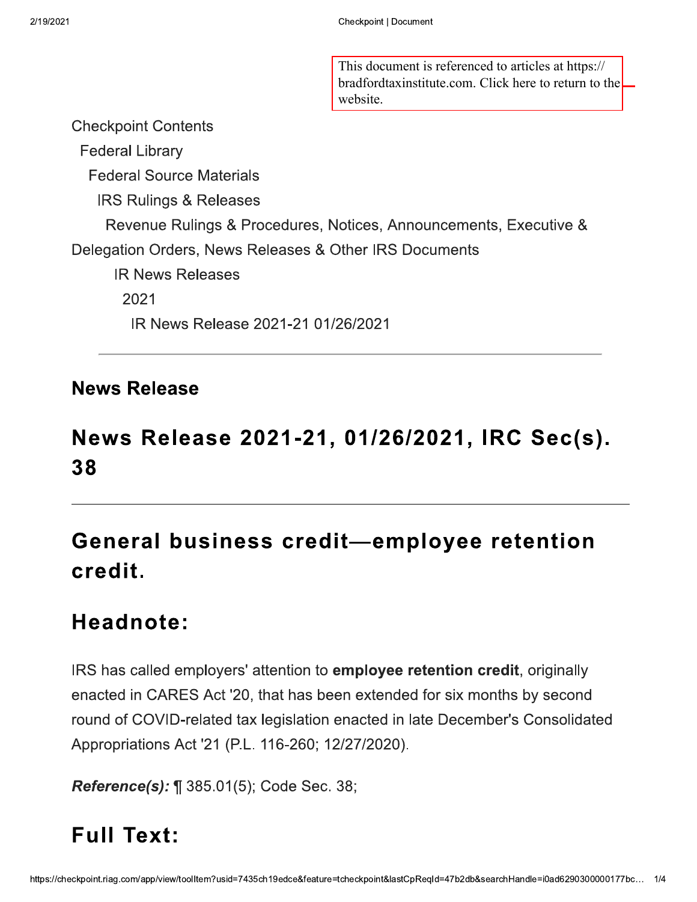This document is referenced to articles at https://bradfordtaxinstitute.com. Click here to return to the website.

Checkpoint Contents

Federal Library

Federal Source Materials

IRS Rulings & Releases

Revenue Rulings & Procedures, Notices, Announcements, Executive & Delegation Orders, News Releases & Other IRS Documents

IR News Releases

2021

IR News Release 2021-21 01/26/2021

---

**News Release**

# News Release 2021-21, 01/26/2021, IRC Sec(s). 38

---

## General business credit—employee retention credit.

## Headnote:

IRS has called employers' attention to **employee retention credit**, originally enacted in CARES Act '20, that has been extended for six months by second round of COVID-related tax legislation enacted in late December's Consolidated Appropriations Act '21 (P.L. 116-260; 12/27/2020).

***Reference(s):*** ¶ 385.01(5); Code Sec. 38;

## Full Text: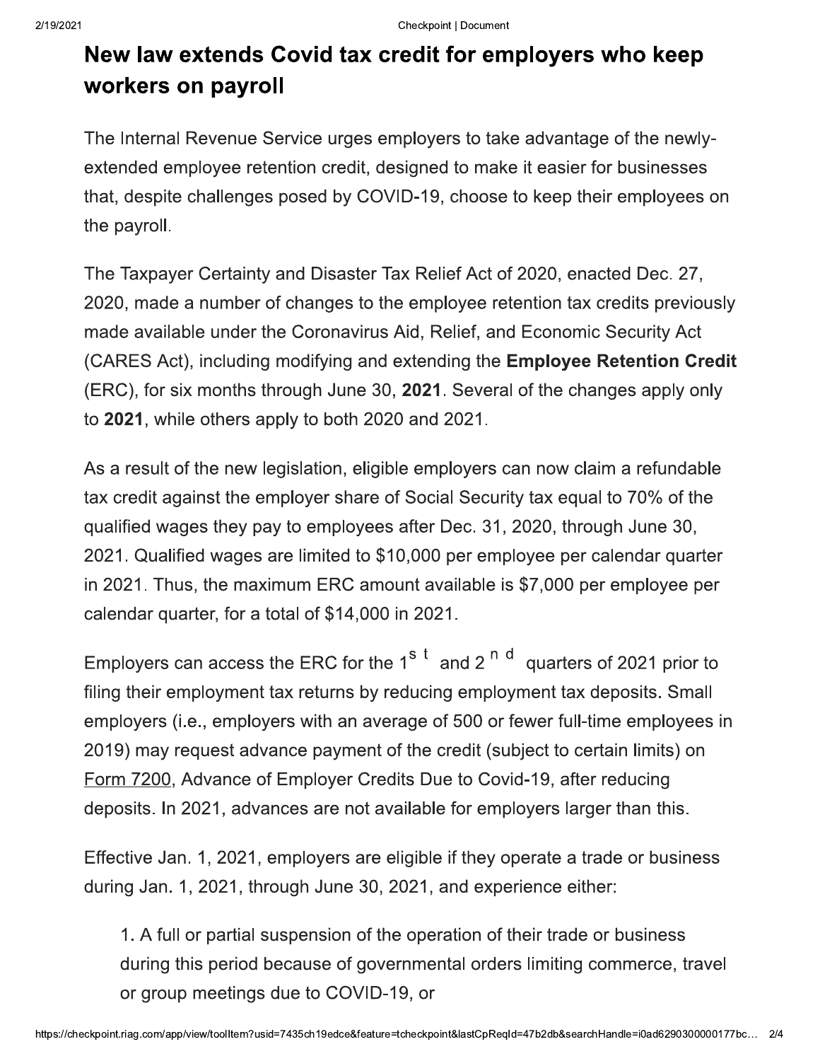# New law extends Covid tax credit for employers who keep workers on payroll

The Internal Revenue Service urges employers to take advantage of the newly-extended employee retention credit, designed to make it easier for businesses that, despite challenges posed by COVID-19, choose to keep their employees on the payroll.

The Taxpayer Certainty and Disaster Tax Relief Act of 2020, enacted Dec. 27, 2020, made a number of changes to the employee retention tax credits previously made available under the Coronavirus Aid, Relief, and Economic Security Act (CARES Act), including modifying and extending the **Employee Retention Credit** (ERC), for six months through June 30, **2021**. Several of the changes apply only to **2021**, while others apply to both 2020 and 2021.

As a result of the new legislation, eligible employers can now claim a refundable tax credit against the employer share of Social Security tax equal to 70% of the qualified wages they pay to employees after Dec. 31, 2020, through June 30, 2021. Qualified wages are limited to $10,000 per employee per calendar quarter in 2021. Thus, the maximum ERC amount available is $7,000 per employee per calendar quarter, for a total of $14,000 in 2021.

Employers can access the ERC for the 1st and 2nd quarters of 2021 prior to filing their employment tax returns by reducing employment tax deposits. Small employers (i.e., employers with an average of 500 or fewer full-time employees in 2019) may request advance payment of the credit (subject to certain limits) on Form 7200, Advance of Employer Credits Due to Covid-19, after reducing deposits. In 2021, advances are not available for employers larger than this.

Effective Jan. 1, 2021, employers are eligible if they operate a trade or business during Jan. 1, 2021, through June 30, 2021, and experience either:

1. A full or partial suspension of the operation of their trade or business during this period because of governmental orders limiting commerce, travel or group meetings due to COVID-19, or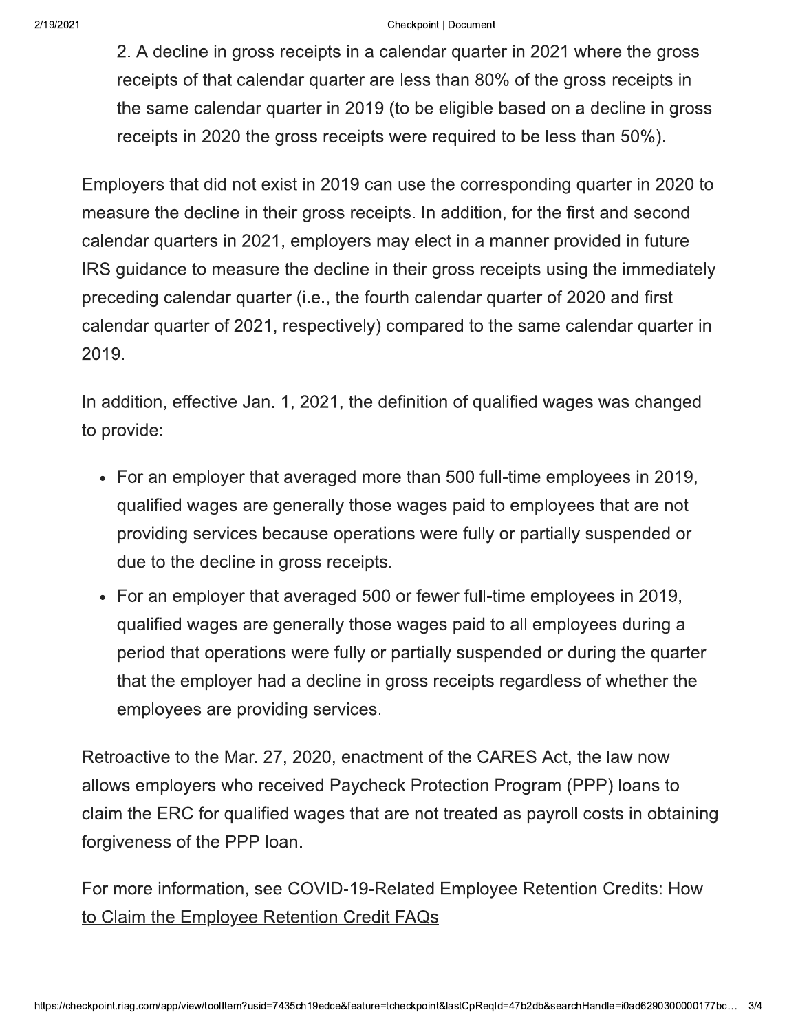2. A decline in gross receipts in a calendar quarter in 2021 where the gross receipts of that calendar quarter are less than 80% of the gross receipts in the same calendar quarter in 2019 (to be eligible based on a decline in gross receipts in 2020 the gross receipts were required to be less than 50%).

Employers that did not exist in 2019 can use the corresponding quarter in 2020 to measure the decline in their gross receipts. In addition, for the first and second calendar quarters in 2021, employers may elect in a manner provided in future IRS guidance to measure the decline in their gross receipts using the immediately preceding calendar quarter (i.e., the fourth calendar quarter of 2020 and first calendar quarter of 2021, respectively) compared to the same calendar quarter in 2019.

In addition, effective Jan. 1, 2021, the definition of qualified wages was changed to provide:

- For an employer that averaged more than 500 full-time employees in 2019, qualified wages are generally those wages paid to employees that are not providing services because operations were fully or partially suspended or due to the decline in gross receipts.
- For an employer that averaged 500 or fewer full-time employees in 2019, qualified wages are generally those wages paid to all employees during a period that operations were fully or partially suspended or during the quarter that the employer had a decline in gross receipts regardless of whether the employees are providing services.

Retroactive to the Mar. 27, 2020, enactment of the CARES Act, the law now allows employers who received Paycheck Protection Program (PPP) loans to claim the ERC for qualified wages that are not treated as payroll costs in obtaining forgiveness of the PPP loan.

For more information, see COVID-19-Related Employee Retention Credits: How to Claim the Employee Retention Credit FAQs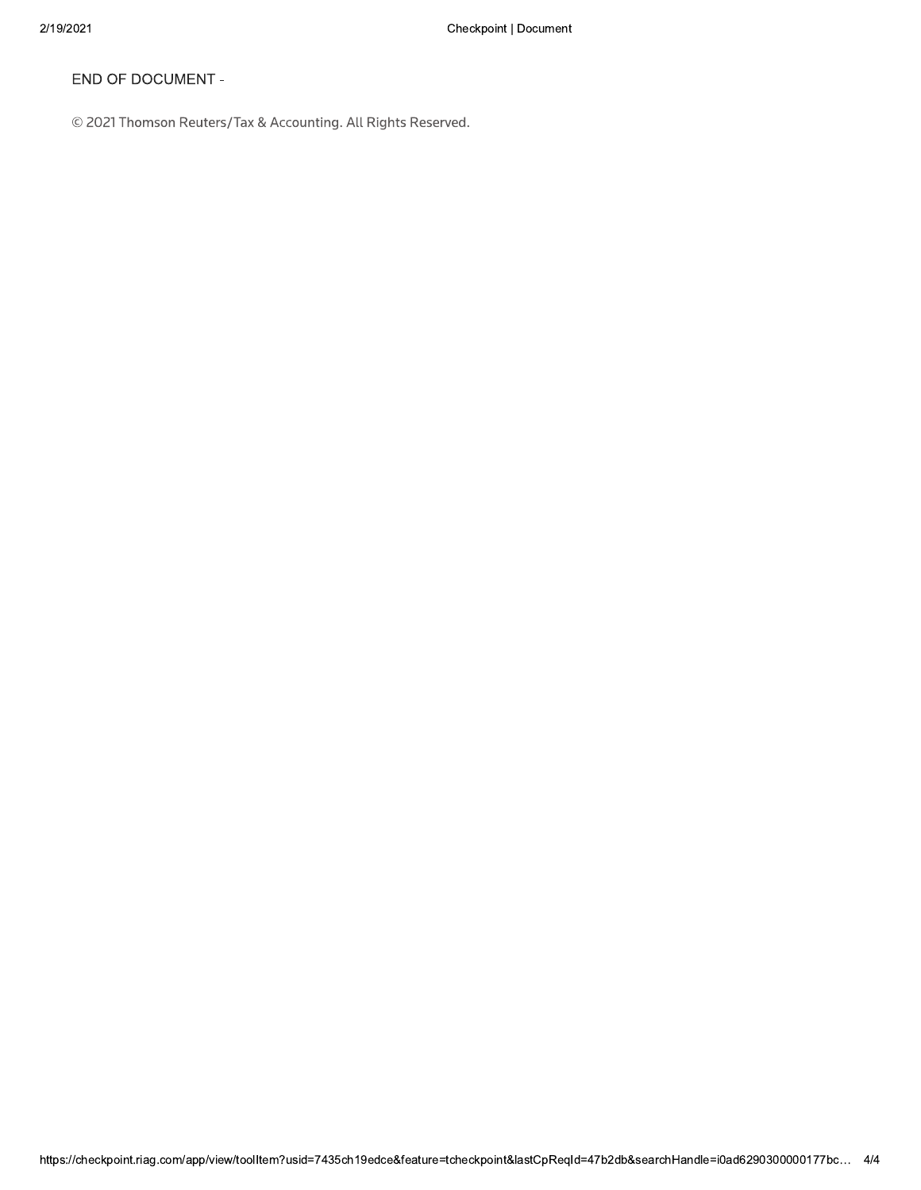END OF DOCUMENT -

© 2021 Thomson Reuters/Tax & Accounting. All Rights Reserved.